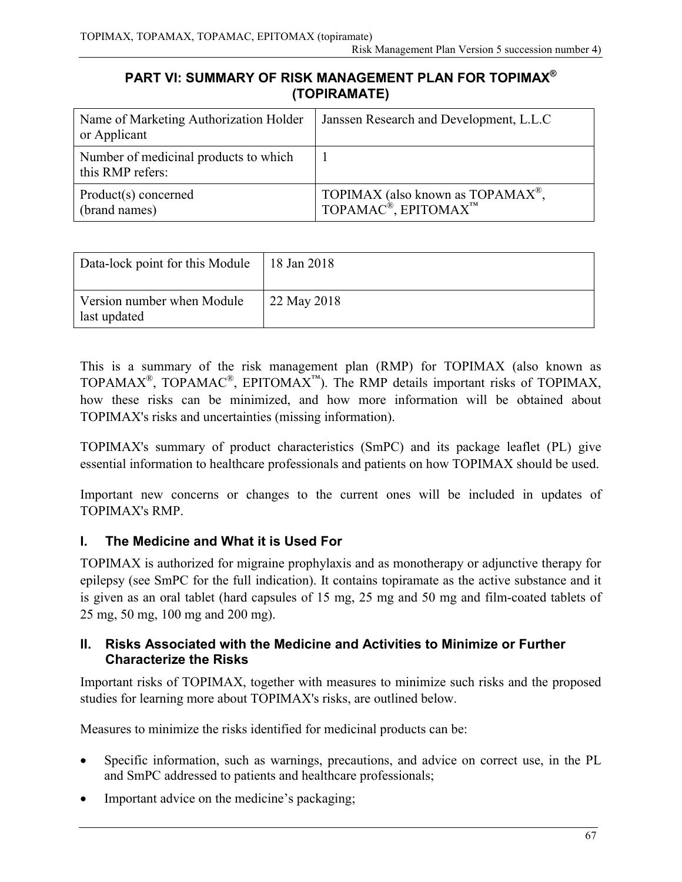# PART VI: SUMMARY OF RISK MANAGEMENT PLAN FOR TOPIMAX® (TOPIRAMATE)

| Name of Marketing Authorization Holder or Applicant | Janssen Research and Development, L.L.C |
|---|---|
| Number of medicinal products to which this RMP refers: | 1 |
| Product(s) concerned (brand names) | TOPIMAX (also known as TOPAMAX®, TOPAMAC®, EPITOMAX™ |

| Data-lock point for this Module | 18 Jan 2018 |
|---|---|
| Version number when Module last updated | 22 May 2018 |

This is a summary of the risk management plan (RMP) for TOPIMAX (also known as TOPAMAX®, TOPAMAC®, EPITOMAX™). The RMP details important risks of TOPIMAX, how these risks can be minimized, and how more information will be obtained about TOPIMAX's risks and uncertainties (missing information).

TOPIMAX's summary of product characteristics (SmPC) and its package leaflet (PL) give essential information to healthcare professionals and patients on how TOPIMAX should be used.

Important new concerns or changes to the current ones will be included in updates of TOPIMAX's RMP.

## I. The Medicine and What it is Used For

TOPIMAX is authorized for migraine prophylaxis and as monotherapy or adjunctive therapy for epilepsy (see SmPC for the full indication). It contains topiramate as the active substance and it is given as an oral tablet (hard capsules of 15 mg, 25 mg and 50 mg and film-coated tablets of 25 mg, 50 mg, 100 mg and 200 mg).

## II. Risks Associated with the Medicine and Activities to Minimize or Further Characterize the Risks

Important risks of TOPIMAX, together with measures to minimize such risks and the proposed studies for learning more about TOPIMAX's risks, are outlined below.

Measures to minimize the risks identified for medicinal products can be:

- Specific information, such as warnings, precautions, and advice on correct use, in the PL and SmPC addressed to patients and healthcare professionals;
- Important advice on the medicine's packaging;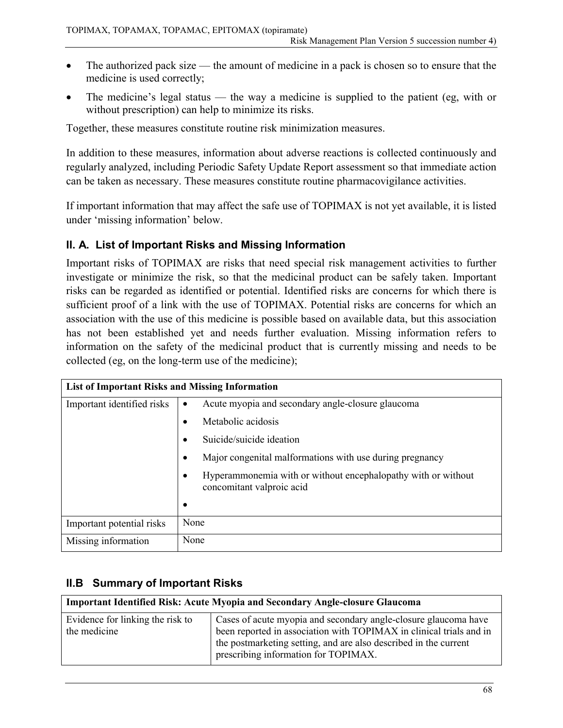- The authorized pack size — the amount of medicine in a pack is chosen so to ensure that the medicine is used correctly;
- The medicine's legal status — the way a medicine is supplied to the patient (eg, with or without prescription) can help to minimize its risks.

Together, these measures constitute routine risk minimization measures.

In addition to these measures, information about adverse reactions is collected continuously and regularly analyzed, including Periodic Safety Update Report assessment so that immediate action can be taken as necessary. These measures constitute routine pharmacovigilance activities.

If important information that may affect the safe use of TOPIMAX is not yet available, it is listed under 'missing information' below.

## II. A. List of Important Risks and Missing Information

Important risks of TOPIMAX are risks that need special risk management activities to further investigate or minimize the risk, so that the medicinal product can be safely taken. Important risks can be regarded as identified or potential. Identified risks are concerns for which there is sufficient proof of a link with the use of TOPIMAX. Potential risks are concerns for which an association with the use of this medicine is possible based on available data, but this association has not been established yet and needs further evaluation. Missing information refers to information on the safety of the medicinal product that is currently missing and needs to be collected (eg, on the long-term use of the medicine);

| List of Important Risks and Missing Information | |
|---|---|
| Important identified risks | • Acute myopia and secondary angle-closure glaucoma<br>• Metabolic acidosis<br>• Suicide/suicide ideation<br>• Major congenital malformations with use during pregnancy<br>• Hyperammonemia with or without encephalopathy with or without concomitant valproic acid<br>• |
| Important potential risks | None |
| Missing information | None |

## II.B Summary of Important Risks

| Important Identified Risk: Acute Myopia and Secondary Angle-closure Glaucoma | |
|---|---|
| Evidence for linking the risk to the medicine | Cases of acute myopia and secondary angle-closure glaucoma have been reported in association with TOPIMAX in clinical trials and in the postmarketing setting, and are also described in the current prescribing information for TOPIMAX. |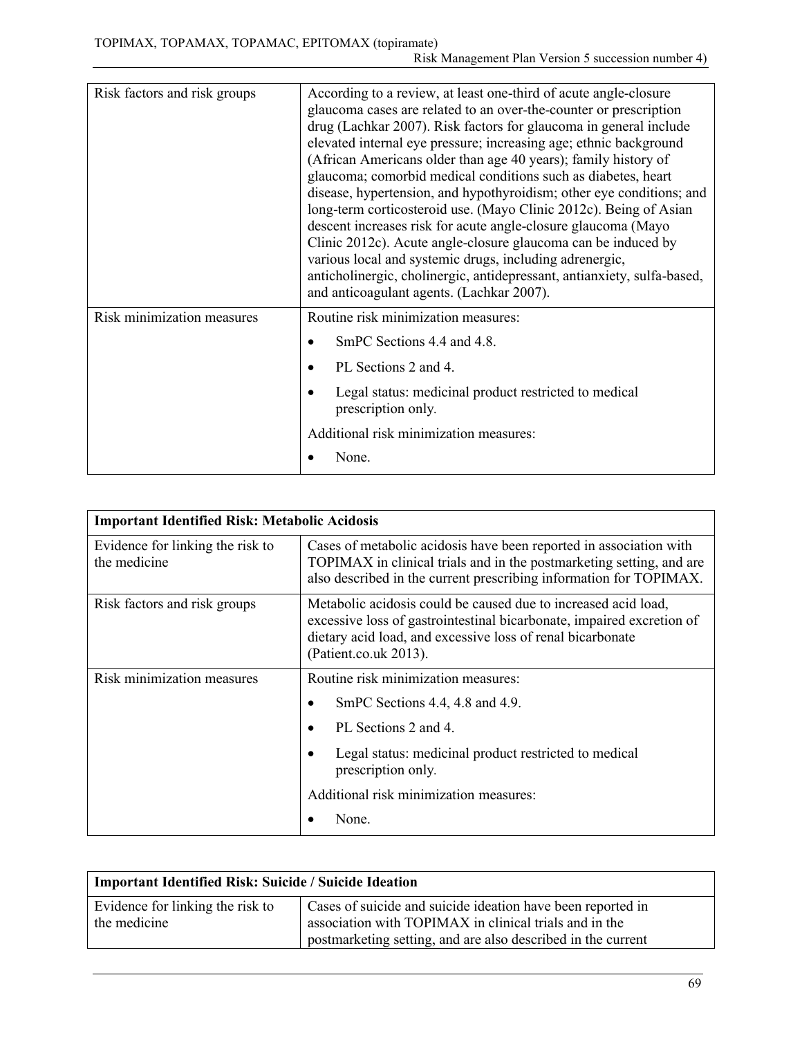| | |
|---|---|
| Risk factors and risk groups | According to a review, at least one-third of acute angle-closure glaucoma cases are related to an over-the-counter or prescription drug (Lachkar 2007). Risk factors for glaucoma in general include elevated internal eye pressure; increasing age; ethnic background (African Americans older than age 40 years); family history of glaucoma; comorbid medical conditions such as diabetes, heart disease, hypertension, and hypothyroidism; other eye conditions; and long-term corticosteroid use. (Mayo Clinic 2012c). Being of Asian descent increases risk for acute angle-closure glaucoma (Mayo Clinic 2012c). Acute angle-closure glaucoma can be induced by various local and systemic drugs, including adrenergic, anticholinergic, cholinergic, antidepressant, antianxiety, sulfa-based, and anticoagulant agents. (Lachkar 2007). |
| Risk minimization measures | Routine risk minimization measures:<br>• SmPC Sections 4.4 and 4.8.<br>• PL Sections 2 and 4.<br>• Legal status: medicinal product restricted to medical prescription only.<br>Additional risk minimization measures:<br>• None. |

| **Important Identified Risk: Metabolic Acidosis** | |
|---|---|
| Evidence for linking the risk to the medicine | Cases of metabolic acidosis have been reported in association with TOPIMAX in clinical trials and in the postmarketing setting, and are also described in the current prescribing information for TOPIMAX. |
| Risk factors and risk groups | Metabolic acidosis could be caused due to increased acid load, excessive loss of gastrointestinal bicarbonate, impaired excretion of dietary acid load, and excessive loss of renal bicarbonate (Patient.co.uk 2013). |
| Risk minimization measures | Routine risk minimization measures:<br>• SmPC Sections 4.4, 4.8 and 4.9.<br>• PL Sections 2 and 4.<br>• Legal status: medicinal product restricted to medical prescription only.<br>Additional risk minimization measures:<br>• None. |

| **Important Identified Risk: Suicide / Suicide Ideation** | |
|---|---|
| Evidence for linking the risk to the medicine | Cases of suicide and suicide ideation have been reported in association with TOPIMAX in clinical trials and in the postmarketing setting, and are also described in the current |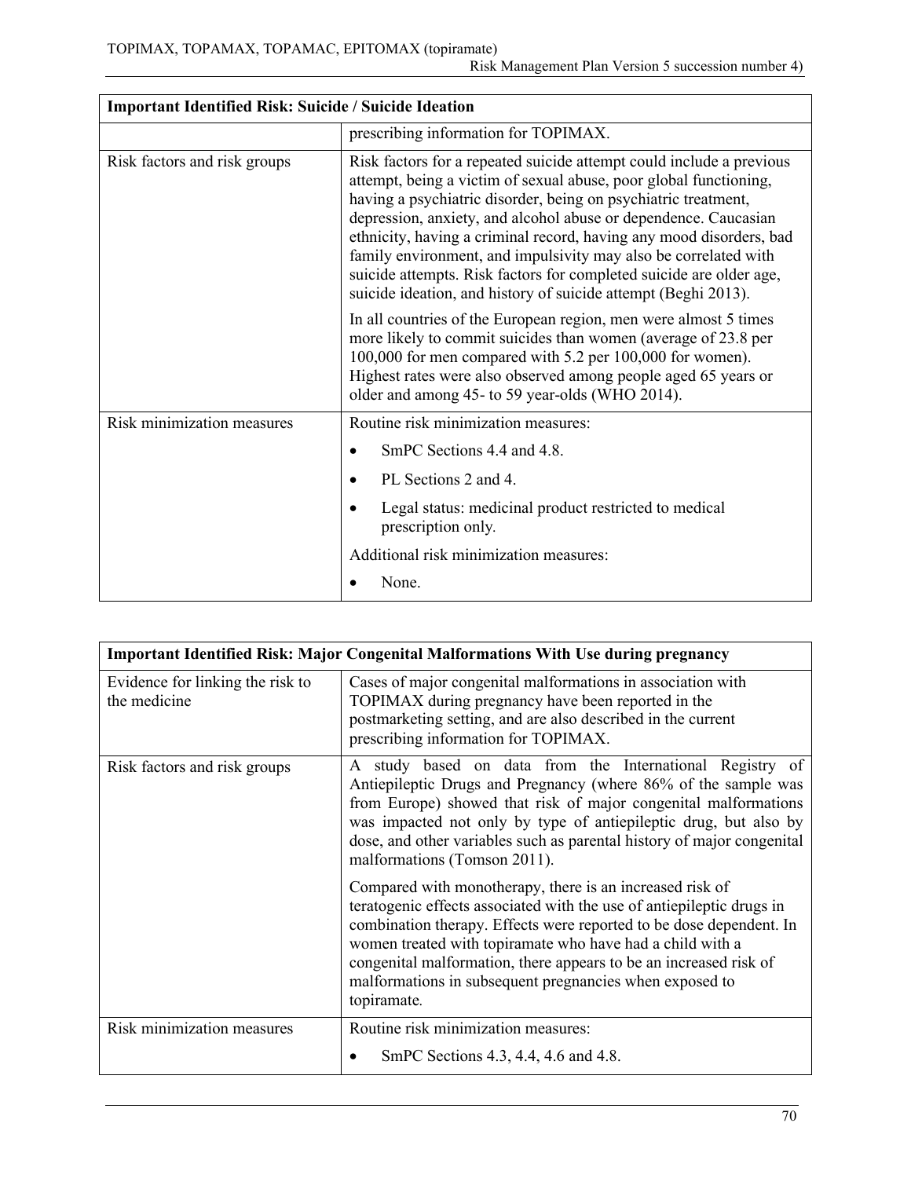| Important Identified Risk: Suicide / Suicide Ideation | |
|---|---|
| | prescribing information for TOPIMAX. |
| Risk factors and risk groups | Risk factors for a repeated suicide attempt could include a previous attempt, being a victim of sexual abuse, poor global functioning, having a psychiatric disorder, being on psychiatric treatment, depression, anxiety, and alcohol abuse or dependence. Caucasian ethnicity, having a criminal record, having any mood disorders, bad family environment, and impulsivity may also be correlated with suicide attempts. Risk factors for completed suicide are older age, suicide ideation, and history of suicide attempt (Beghi 2013).<br><br>In all countries of the European region, men were almost 5 times more likely to commit suicides than women (average of 23.8 per 100,000 for men compared with 5.2 per 100,000 for women). Highest rates were also observed among people aged 65 years or older and among 45- to 59 year-olds (WHO 2014). |
| Risk minimization measures | Routine risk minimization measures:<br>• SmPC Sections 4.4 and 4.8.<br>• PL Sections 2 and 4.<br>• Legal status: medicinal product restricted to medical prescription only.<br><br>Additional risk minimization measures:<br>• None. |

| Important Identified Risk: Major Congenital Malformations With Use during pregnancy | |
|---|---|
| Evidence for linking the risk to the medicine | Cases of major congenital malformations in association with TOPIMAX during pregnancy have been reported in the postmarketing setting, and are also described in the current prescribing information for TOPIMAX. |
| Risk factors and risk groups | A study based on data from the International Registry of Antiepileptic Drugs and Pregnancy (where 86% of the sample was from Europe) showed that risk of major congenital malformations was impacted not only by type of antiepileptic drug, but also by dose, and other variables such as parental history of major congenital malformations (Tomson 2011).<br><br>Compared with monotherapy, there is an increased risk of teratogenic effects associated with the use of antiepileptic drugs in combination therapy. Effects were reported to be dose dependent. In women treated with topiramate who have had a child with a congenital malformation, there appears to be an increased risk of malformations in subsequent pregnancies when exposed to topiramate. |
| Risk minimization measures | Routine risk minimization measures:<br>• SmPC Sections 4.3, 4.4, 4.6 and 4.8. |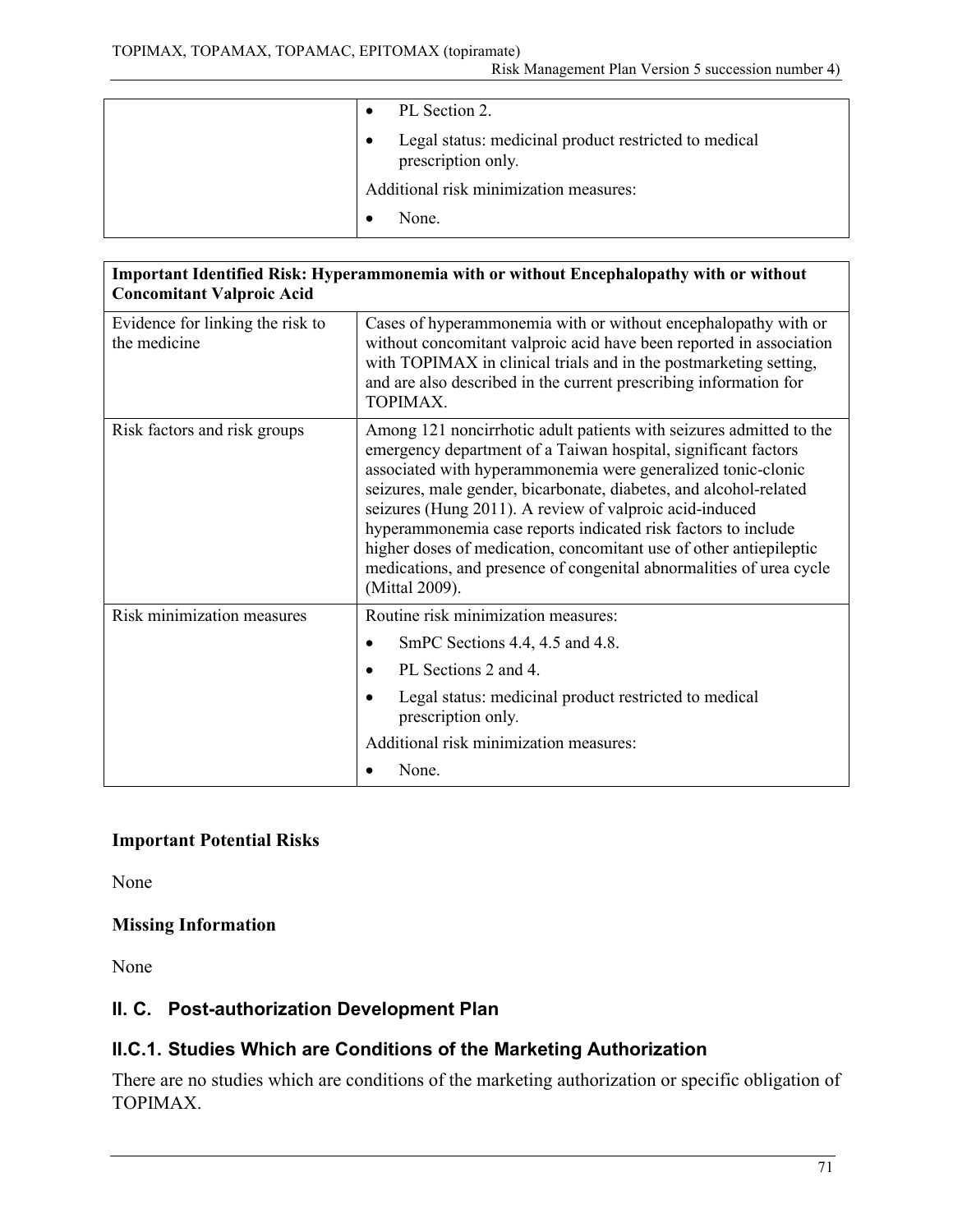| | • PL Section 2.<br>• Legal status: medicinal product restricted to medical prescription only.<br>Additional risk minimization measures:<br>• None. |
|---|---|

| **Important Identified Risk: Hyperammonemia with or without Encephalopathy with or without Concomitant Valproic Acid** | |
|---|---|
| Evidence for linking the risk to the medicine | Cases of hyperammonemia with or without encephalopathy with or without concomitant valproic acid have been reported in association with TOPIMAX in clinical trials and in the postmarketing setting, and are also described in the current prescribing information for TOPIMAX. |
| Risk factors and risk groups | Among 121 noncirrhotic adult patients with seizures admitted to the emergency department of a Taiwan hospital, significant factors associated with hyperammonemia were generalized tonic-clonic seizures, male gender, bicarbonate, diabetes, and alcohol-related seizures (Hung 2011). A review of valproic acid-induced hyperammonemia case reports indicated risk factors to include higher doses of medication, concomitant use of other antiepileptic medications, and presence of congenital abnormalities of urea cycle (Mittal 2009). |
| Risk minimization measures | Routine risk minimization measures:<br>• SmPC Sections 4.4, 4.5 and 4.8.<br>• PL Sections 2 and 4.<br>• Legal status: medicinal product restricted to medical prescription only.<br>Additional risk minimization measures:<br>• None. |

**Important Potential Risks**

None

**Missing Information**

None

## II. C. Post-authorization Development Plan

### II.C.1. Studies Which are Conditions of the Marketing Authorization

There are no studies which are conditions of the marketing authorization or specific obligation of TOPIMAX.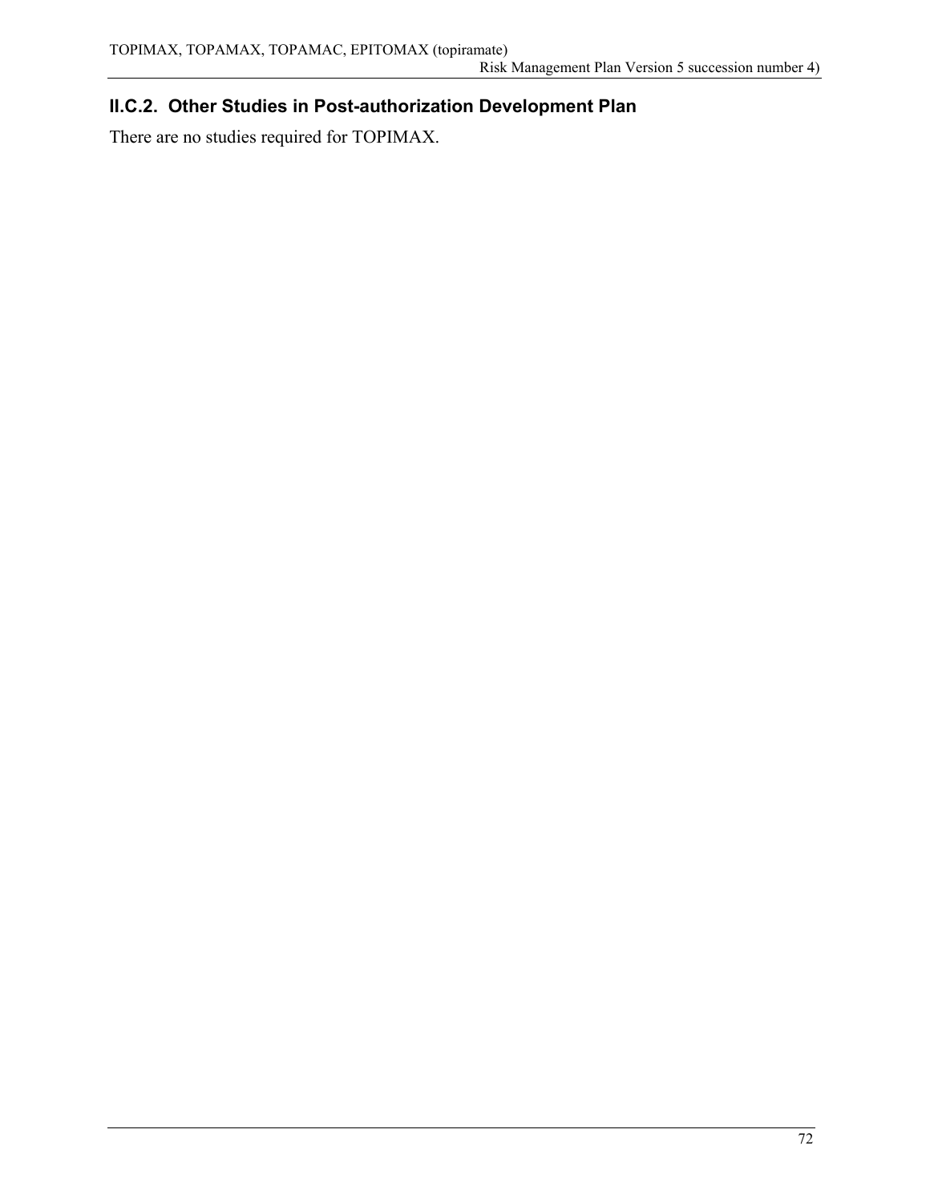### II.C.2. Other Studies in Post-authorization Development Plan

There are no studies required for TOPIMAX.